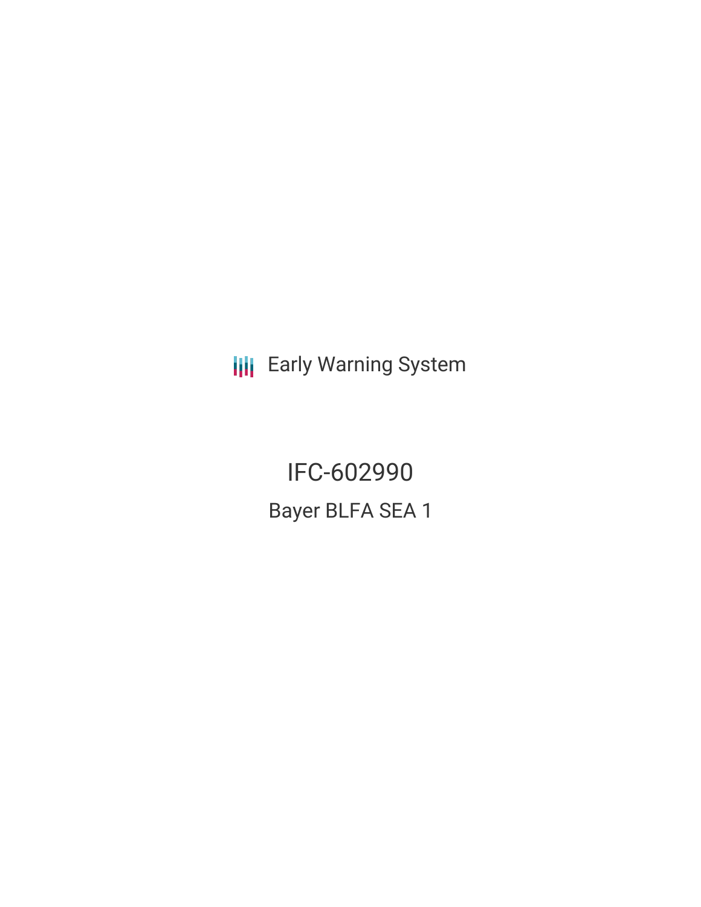Early Warning System

# IFC-602990

## Bayer BLFA SEA 1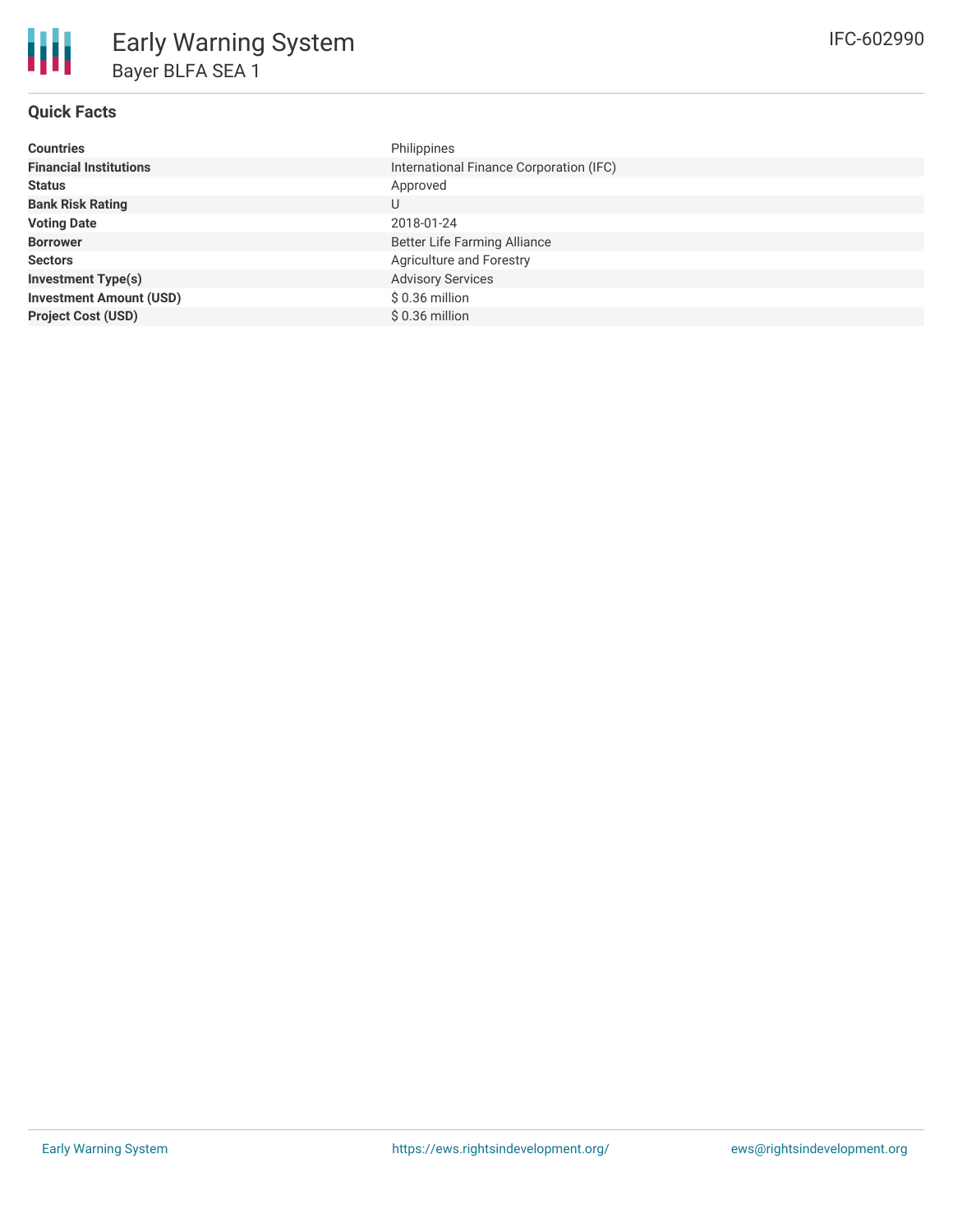# Early Warning System

## Bayer BLFA SEA 1

IFC-602990

### Quick Facts

| | |
|---|---|
| **Countries** | Philippines |
| **Financial Institutions** | International Finance Corporation (IFC) |
| **Status** | Approved |
| **Bank Risk Rating** | U |
| **Voting Date** | 2018-01-24 |
| **Borrower** | Better Life Farming Alliance |
| **Sectors** | Agriculture and Forestry |
| **Investment Type(s)** | Advisory Services |
| **Investment Amount (USD)** | $ 0.36 million |
| **Project Cost (USD)** | $ 0.36 million |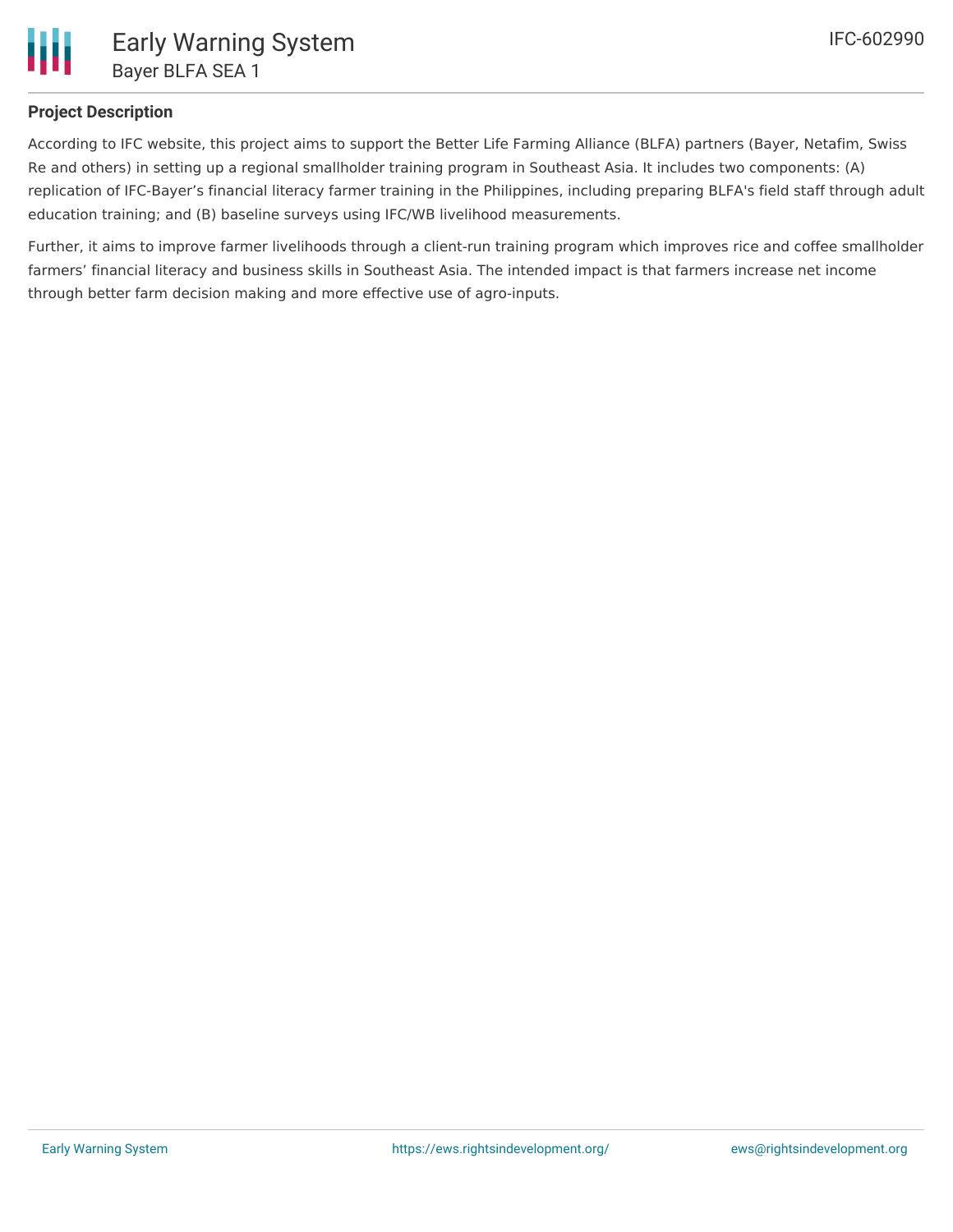## Project Description

According to IFC website, this project aims to support the Better Life Farming Alliance (BLFA) partners (Bayer, Netafim, Swiss Re and others) in setting up a regional smallholder training program in Southeast Asia. It includes two components: (A) replication of IFC-Bayer's financial literacy farmer training in the Philippines, including preparing BLFA's field staff through adult education training; and (B) baseline surveys using IFC/WB livelihood measurements.

Further, it aims to improve farmer livelihoods through a client-run training program which improves rice and coffee smallholder farmers' financial literacy and business skills in Southeast Asia. The intended impact is that farmers increase net income through better farm decision making and more effective use of agro-inputs.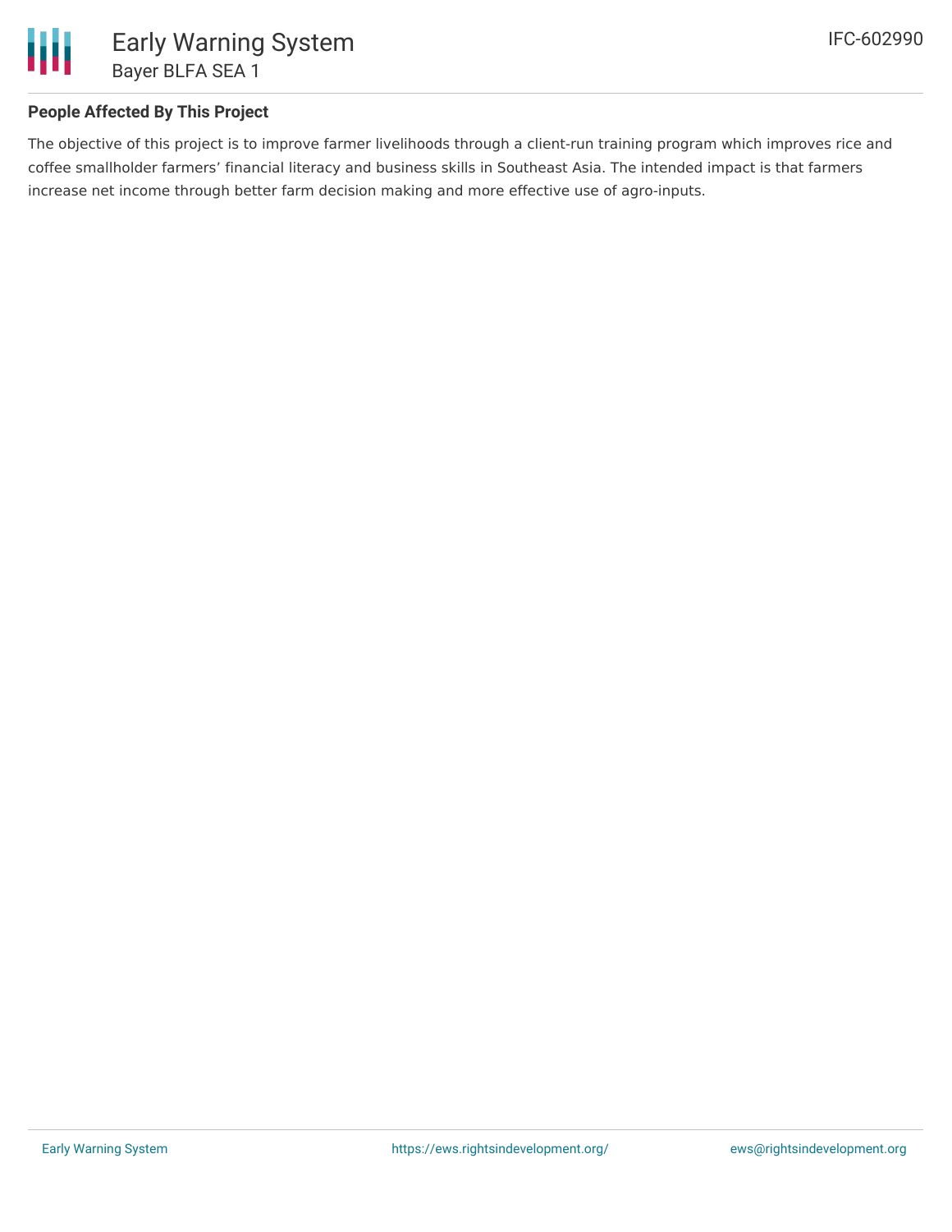## People Affected By This Project

The objective of this project is to improve farmer livelihoods through a client-run training program which improves rice and coffee smallholder farmers' financial literacy and business skills in Southeast Asia. The intended impact is that farmers increase net income through better farm decision making and more effective use of agro-inputs.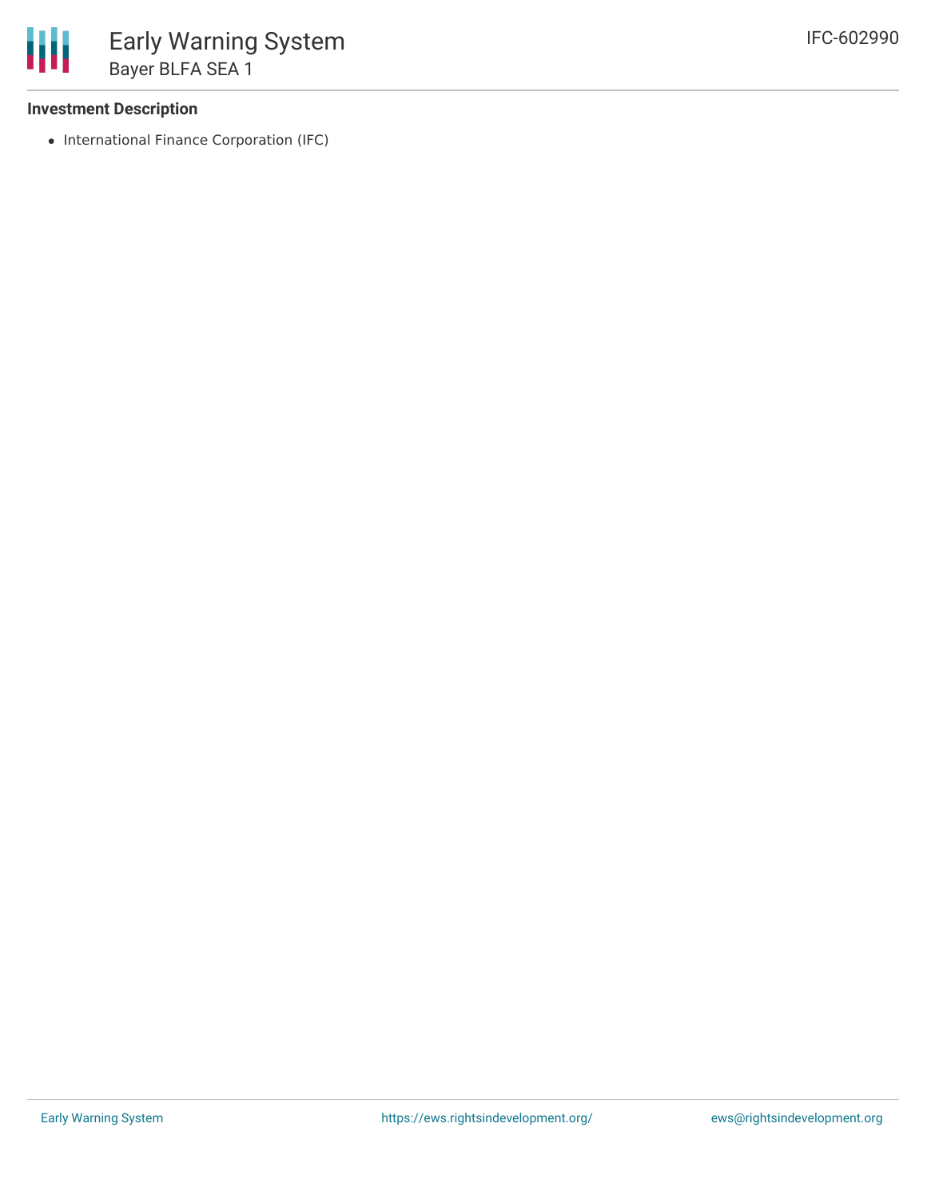**Investment Description**

- International Finance Corporation (IFC)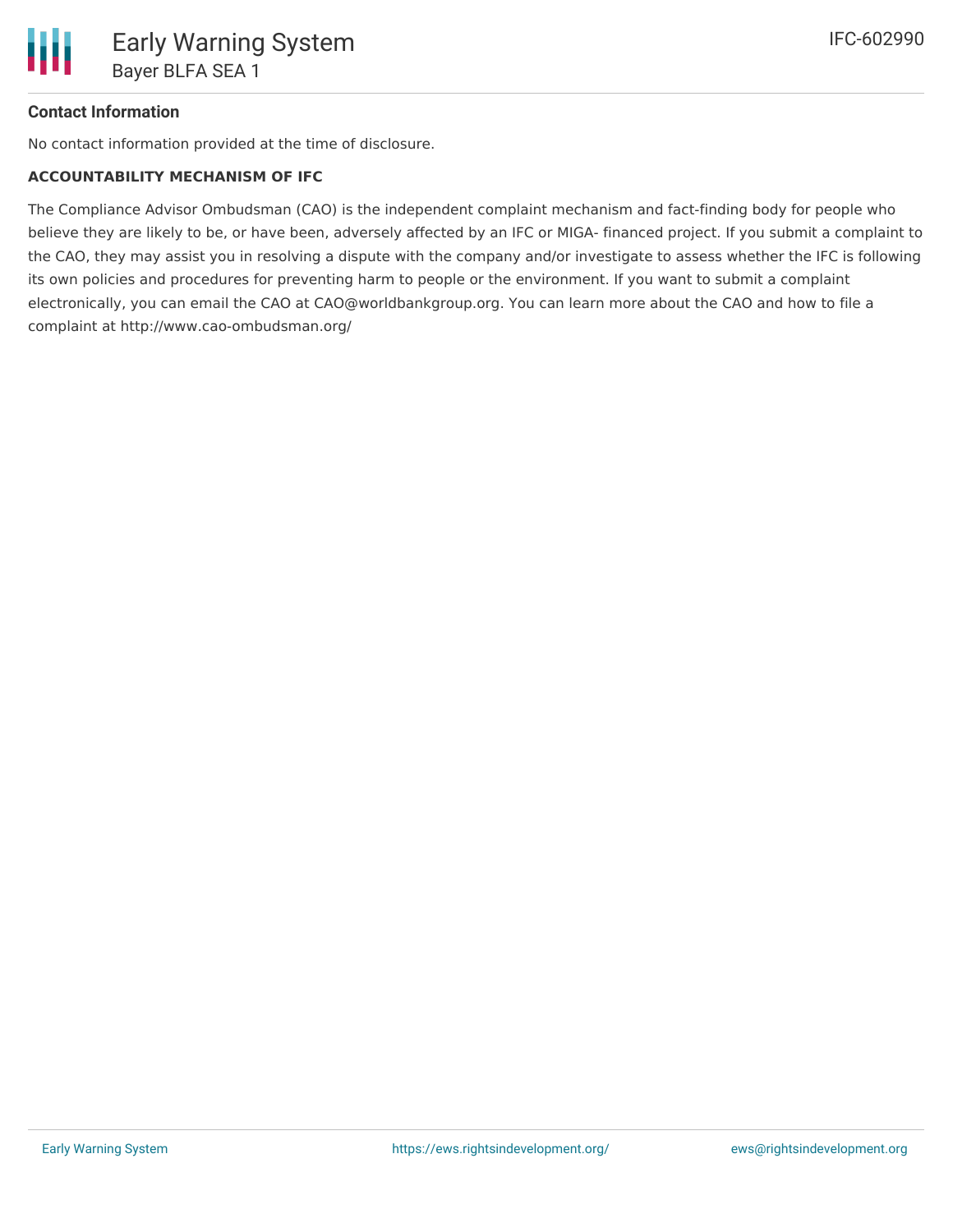**Contact Information**

No contact information provided at the time of disclosure.

**ACCOUNTABILITY MECHANISM OF IFC**

The Compliance Advisor Ombudsman (CAO) is the independent complaint mechanism and fact-finding body for people who believe they are likely to be, or have been, adversely affected by an IFC or MIGA- financed project. If you submit a complaint to the CAO, they may assist you in resolving a dispute with the company and/or investigate to assess whether the IFC is following its own policies and procedures for preventing harm to people or the environment. If you want to submit a complaint electronically, you can email the CAO at CAO@worldbankgroup.org. You can learn more about the CAO and how to file a complaint at http://www.cao-ombudsman.org/